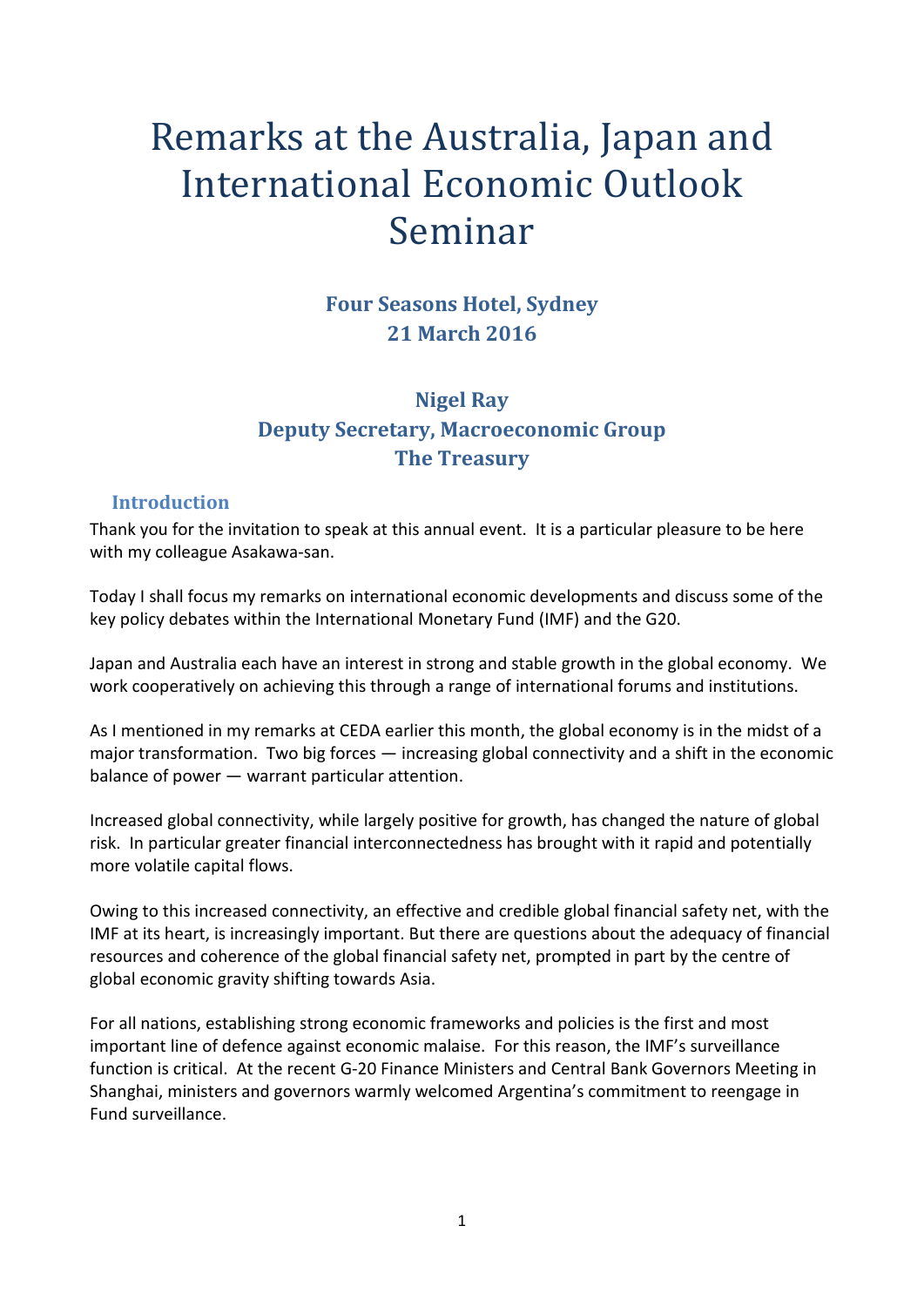# Remarks at the Australia, Japan and International Economic Outlook Seminar

**Four Seasons Hotel, Sydney**
**21 March 2016**

**Nigel Ray**
**Deputy Secretary, Macroeconomic Group**
**The Treasury**

## Introduction

Thank you for the invitation to speak at this annual event. It is a particular pleasure to be here with my colleague Asakawa-san.

Today I shall focus my remarks on international economic developments and discuss some of the key policy debates within the International Monetary Fund (IMF) and the G20.

Japan and Australia each have an interest in strong and stable growth in the global economy. We work cooperatively on achieving this through a range of international forums and institutions.

As I mentioned in my remarks at CEDA earlier this month, the global economy is in the midst of a major transformation. Two big forces — increasing global connectivity and a shift in the economic balance of power — warrant particular attention.

Increased global connectivity, while largely positive for growth, has changed the nature of global risk. In particular greater financial interconnectedness has brought with it rapid and potentially more volatile capital flows.

Owing to this increased connectivity, an effective and credible global financial safety net, with the IMF at its heart, is increasingly important. But there are questions about the adequacy of financial resources and coherence of the global financial safety net, prompted in part by the centre of global economic gravity shifting towards Asia.

For all nations, establishing strong economic frameworks and policies is the first and most important line of defence against economic malaise. For this reason, the IMF's surveillance function is critical. At the recent G-20 Finance Ministers and Central Bank Governors Meeting in Shanghai, ministers and governors warmly welcomed Argentina's commitment to reengage in Fund surveillance.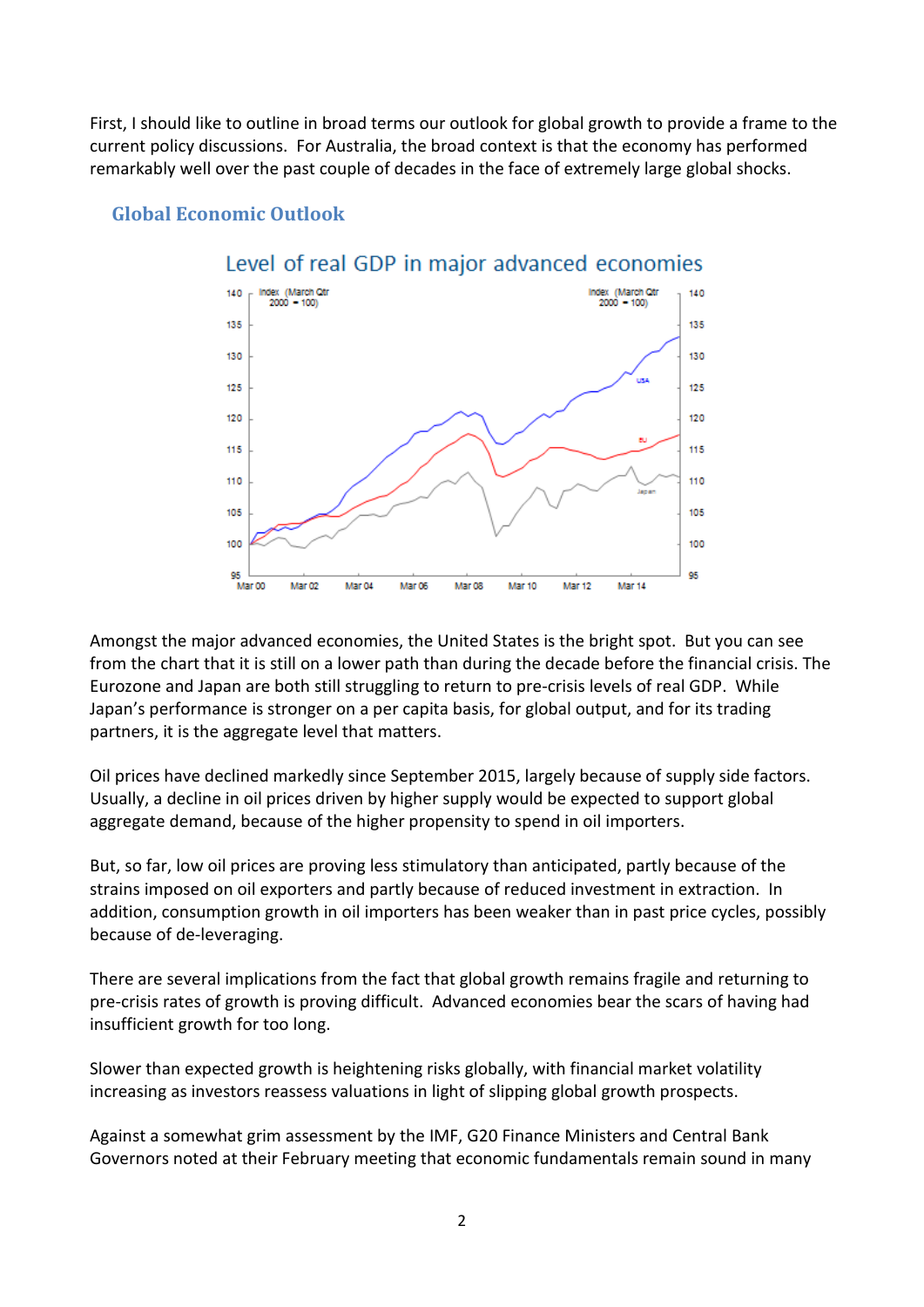First, I should like to outline in broad terms our outlook for global growth to provide a frame to the current policy discussions. For Australia, the broad context is that the economy has performed remarkably well over the past couple of decades in the face of extremely large global shocks.

## Global Economic Outlook

Level of real GDP in major advanced economies

Amongst the major advanced economies, the United States is the bright spot. But you can see from the chart that it is still on a lower path than during the decade before the financial crisis. The Eurozone and Japan are both still struggling to return to pre-crisis levels of real GDP. While Japan's performance is stronger on a per capita basis, for global output, and for its trading partners, it is the aggregate level that matters.

Oil prices have declined markedly since September 2015, largely because of supply side factors. Usually, a decline in oil prices driven by higher supply would be expected to support global aggregate demand, because of the higher propensity to spend in oil importers.

But, so far, low oil prices are proving less stimulatory than anticipated, partly because of the strains imposed on oil exporters and partly because of reduced investment in extraction. In addition, consumption growth in oil importers has been weaker than in past price cycles, possibly because of de-leveraging.

There are several implications from the fact that global growth remains fragile and returning to pre-crisis rates of growth is proving difficult. Advanced economies bear the scars of having had insufficient growth for too long.

Slower than expected growth is heightening risks globally, with financial market volatility increasing as investors reassess valuations in light of slipping global growth prospects.

Against a somewhat grim assessment by the IMF, G20 Finance Ministers and Central Bank Governors noted at their February meeting that economic fundamentals remain sound in many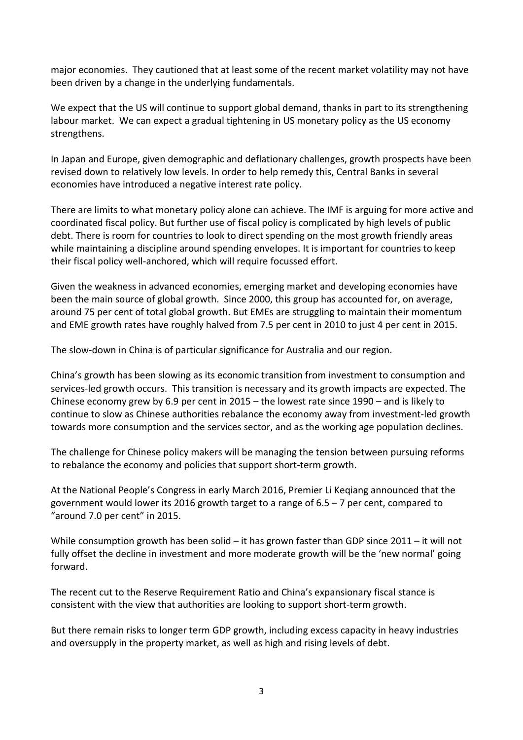major economies. They cautioned that at least some of the recent market volatility may not have been driven by a change in the underlying fundamentals.

We expect that the US will continue to support global demand, thanks in part to its strengthening labour market. We can expect a gradual tightening in US monetary policy as the US economy strengthens.

In Japan and Europe, given demographic and deflationary challenges, growth prospects have been revised down to relatively low levels. In order to help remedy this, Central Banks in several economies have introduced a negative interest rate policy.

There are limits to what monetary policy alone can achieve. The IMF is arguing for more active and coordinated fiscal policy. But further use of fiscal policy is complicated by high levels of public debt. There is room for countries to look to direct spending on the most growth friendly areas while maintaining a discipline around spending envelopes. It is important for countries to keep their fiscal policy well-anchored, which will require focussed effort.

Given the weakness in advanced economies, emerging market and developing economies have been the main source of global growth. Since 2000, this group has accounted for, on average, around 75 per cent of total global growth. But EMEs are struggling to maintain their momentum and EME growth rates have roughly halved from 7.5 per cent in 2010 to just 4 per cent in 2015.

The slow-down in China is of particular significance for Australia and our region.

China's growth has been slowing as its economic transition from investment to consumption and services-led growth occurs. This transition is necessary and its growth impacts are expected. The Chinese economy grew by 6.9 per cent in 2015 – the lowest rate since 1990 – and is likely to continue to slow as Chinese authorities rebalance the economy away from investment-led growth towards more consumption and the services sector, and as the working age population declines.

The challenge for Chinese policy makers will be managing the tension between pursuing reforms to rebalance the economy and policies that support short-term growth.

At the National People's Congress in early March 2016, Premier Li Keqiang announced that the government would lower its 2016 growth target to a range of 6.5 – 7 per cent, compared to "around 7.0 per cent" in 2015.

While consumption growth has been solid – it has grown faster than GDP since 2011 – it will not fully offset the decline in investment and more moderate growth will be the 'new normal' going forward.

The recent cut to the Reserve Requirement Ratio and China's expansionary fiscal stance is consistent with the view that authorities are looking to support short-term growth.

But there remain risks to longer term GDP growth, including excess capacity in heavy industries and oversupply in the property market, as well as high and rising levels of debt.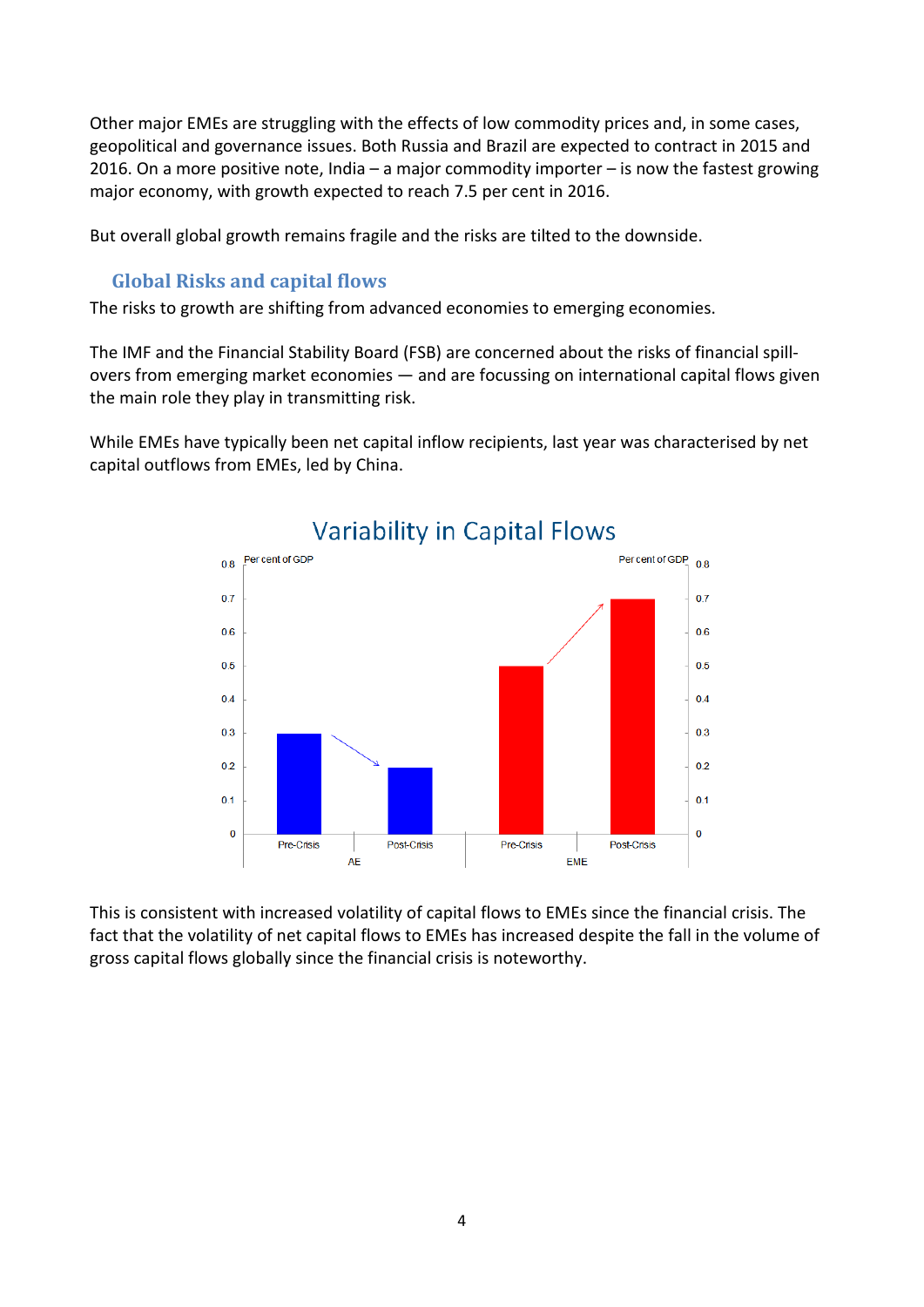Other major EMEs are struggling with the effects of low commodity prices and, in some cases, geopolitical and governance issues. Both Russia and Brazil are expected to contract in 2015 and 2016. On a more positive note, India – a major commodity importer – is now the fastest growing major economy, with growth expected to reach 7.5 per cent in 2016.

But overall global growth remains fragile and the risks are tilted to the downside.

## Global Risks and capital flows

The risks to growth are shifting from advanced economies to emerging economies.

The IMF and the Financial Stability Board (FSB) are concerned about the risks of financial spill-overs from emerging market economies — and are focussing on international capital flows given the main role they play in transmitting risk.

While EMEs have typically been net capital inflow recipients, last year was characterised by net capital outflows from EMEs, led by China.

**Variability in Capital Flows**

This is consistent with increased volatility of capital flows to EMEs since the financial crisis. The fact that the volatility of net capital flows to EMEs has increased despite the fall in the volume of gross capital flows globally since the financial crisis is noteworthy.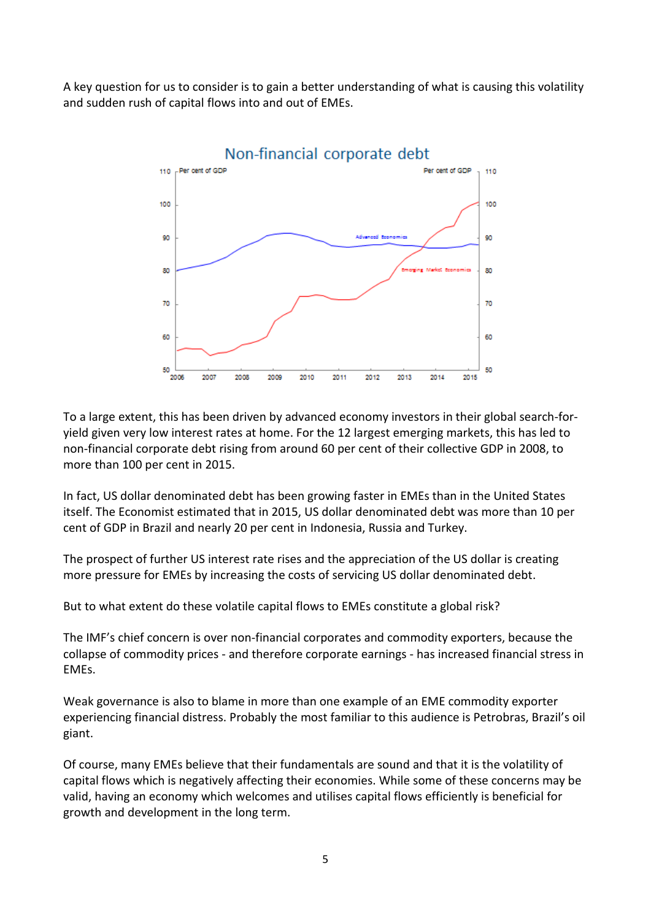A key question for us to consider is to gain a better understanding of what is causing this volatility and sudden rush of capital flows into and out of EMEs.

To a large extent, this has been driven by advanced economy investors in their global search-for-yield given very low interest rates at home. For the 12 largest emerging markets, this has led to non-financial corporate debt rising from around 60 per cent of their collective GDP in 2008, to more than 100 per cent in 2015.

In fact, US dollar denominated debt has been growing faster in EMEs than in the United States itself. The Economist estimated that in 2015, US dollar denominated debt was more than 10 per cent of GDP in Brazil and nearly 20 per cent in Indonesia, Russia and Turkey.

The prospect of further US interest rate rises and the appreciation of the US dollar is creating more pressure for EMEs by increasing the costs of servicing US dollar denominated debt.

But to what extent do these volatile capital flows to EMEs constitute a global risk?

The IMF's chief concern is over non-financial corporates and commodity exporters, because the collapse of commodity prices - and therefore corporate earnings - has increased financial stress in EMEs.

Weak governance is also to blame in more than one example of an EME commodity exporter experiencing financial distress. Probably the most familiar to this audience is Petrobras, Brazil's oil giant.

Of course, many EMEs believe that their fundamentals are sound and that it is the volatility of capital flows which is negatively affecting their economies. While some of these concerns may be valid, having an economy which welcomes and utilises capital flows efficiently is beneficial for growth and development in the long term.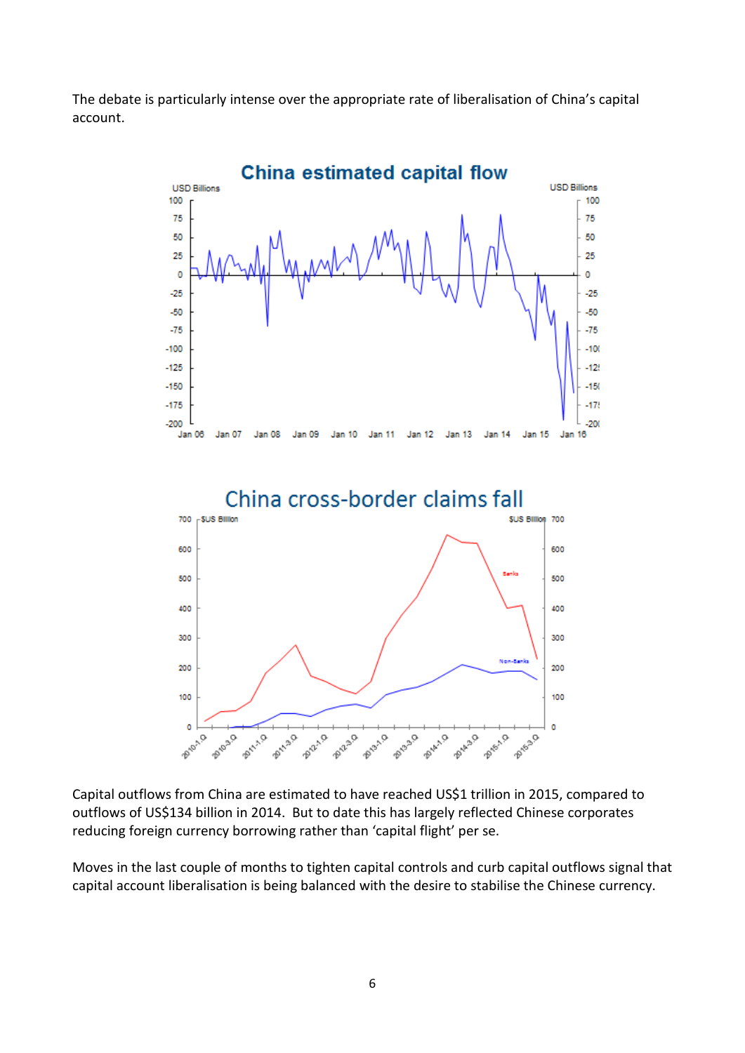The debate is particularly intense over the appropriate rate of liberalisation of China's capital account.

Capital outflows from China are estimated to have reached US$1 trillion in 2015, compared to outflows of US$134 billion in 2014. But to date this has largely reflected Chinese corporates reducing foreign currency borrowing rather than 'capital flight' per se.

Moves in the last couple of months to tighten capital controls and curb capital outflows signal that capital account liberalisation is being balanced with the desire to stabilise the Chinese currency.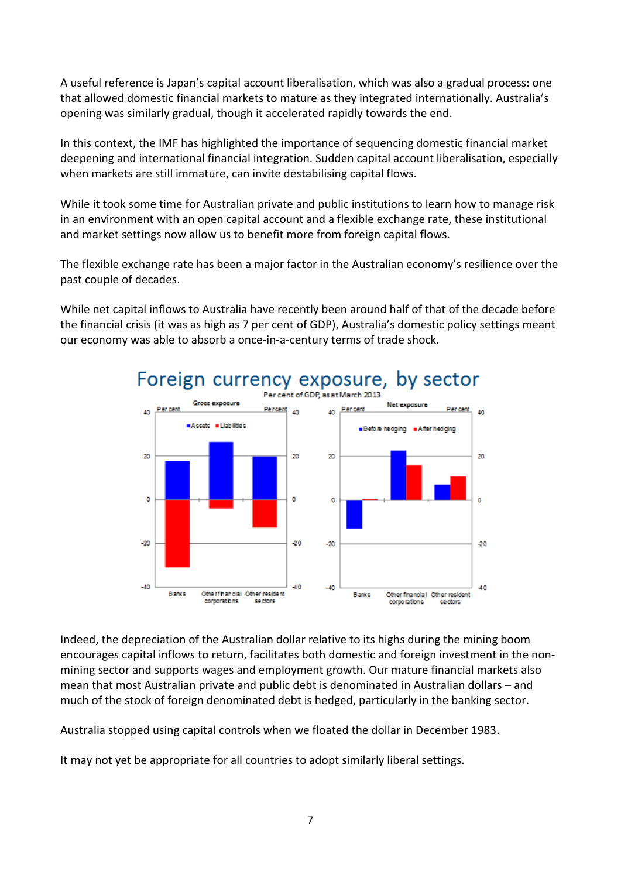A useful reference is Japan's capital account liberalisation, which was also a gradual process: one that allowed domestic financial markets to mature as they integrated internationally. Australia's opening was similarly gradual, though it accelerated rapidly towards the end.

In this context, the IMF has highlighted the importance of sequencing domestic financial market deepening and international financial integration. Sudden capital account liberalisation, especially when markets are still immature, can invite destabilising capital flows.

While it took some time for Australian private and public institutions to learn how to manage risk in an environment with an open capital account and a flexible exchange rate, these institutional and market settings now allow us to benefit more from foreign capital flows.

The flexible exchange rate has been a major factor in the Australian economy's resilience over the past couple of decades.

While net capital inflows to Australia have recently been around half of that of the decade before the financial crisis (it was as high as 7 per cent of GDP), Australia's domestic policy settings meant our economy was able to absorb a once-in-a-century terms of trade shock.

**Foreign currency exposure, by sector**

Per cent of GDP, as at March 2013

Indeed, the depreciation of the Australian dollar relative to its highs during the mining boom encourages capital inflows to return, facilitates both domestic and foreign investment in the non-mining sector and supports wages and employment growth. Our mature financial markets also mean that most Australian private and public debt is denominated in Australian dollars – and much of the stock of foreign denominated debt is hedged, particularly in the banking sector.

Australia stopped using capital controls when we floated the dollar in December 1983.

It may not yet be appropriate for all countries to adopt similarly liberal settings.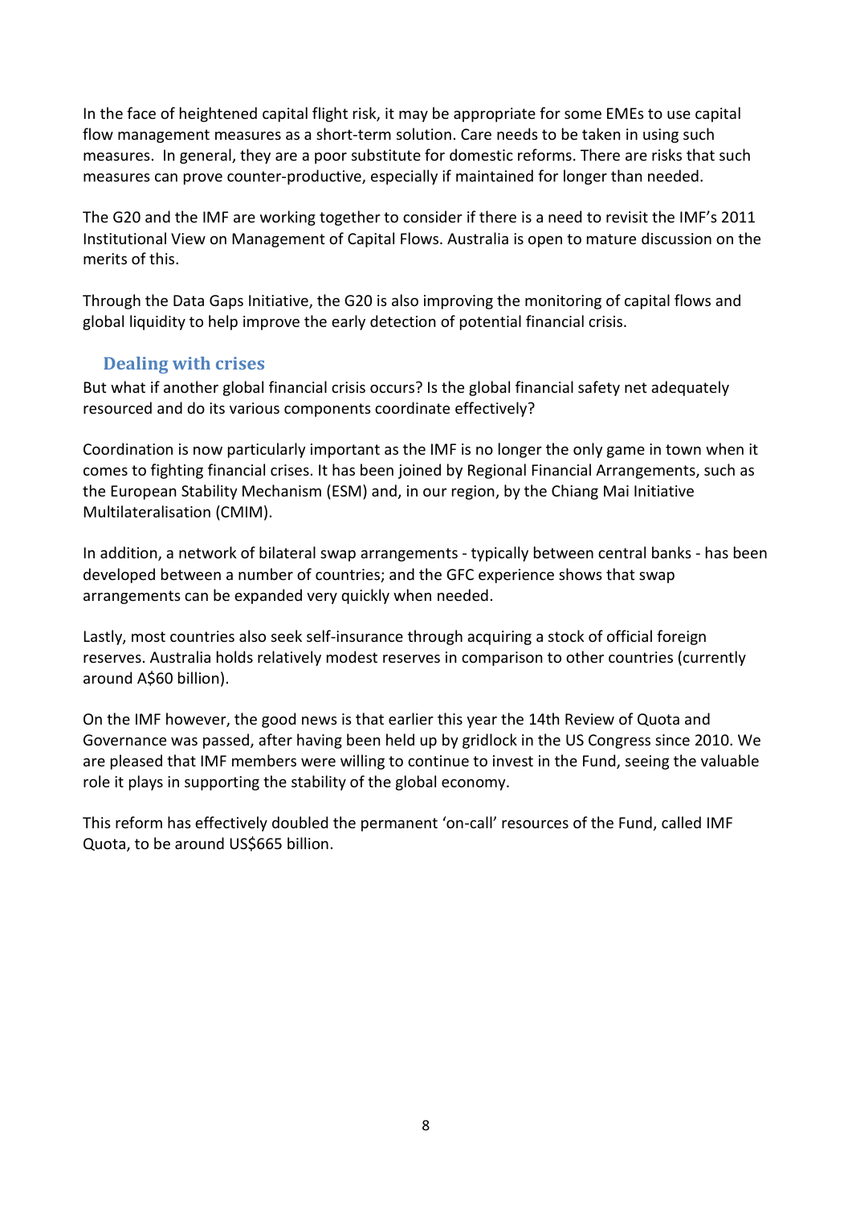In the face of heightened capital flight risk, it may be appropriate for some EMEs to use capital flow management measures as a short-term solution. Care needs to be taken in using such measures. In general, they are a poor substitute for domestic reforms. There are risks that such measures can prove counter-productive, especially if maintained for longer than needed.

The G20 and the IMF are working together to consider if there is a need to revisit the IMF's 2011 Institutional View on Management of Capital Flows. Australia is open to mature discussion on the merits of this.

Through the Data Gaps Initiative, the G20 is also improving the monitoring of capital flows and global liquidity to help improve the early detection of potential financial crisis.

## Dealing with crises

But what if another global financial crisis occurs? Is the global financial safety net adequately resourced and do its various components coordinate effectively?

Coordination is now particularly important as the IMF is no longer the only game in town when it comes to fighting financial crises. It has been joined by Regional Financial Arrangements, such as the European Stability Mechanism (ESM) and, in our region, by the Chiang Mai Initiative Multilateralisation (CMIM).

In addition, a network of bilateral swap arrangements - typically between central banks - has been developed between a number of countries; and the GFC experience shows that swap arrangements can be expanded very quickly when needed.

Lastly, most countries also seek self-insurance through acquiring a stock of official foreign reserves. Australia holds relatively modest reserves in comparison to other countries (currently around A$60 billion).

On the IMF however, the good news is that earlier this year the 14th Review of Quota and Governance was passed, after having been held up by gridlock in the US Congress since 2010. We are pleased that IMF members were willing to continue to invest in the Fund, seeing the valuable role it plays in supporting the stability of the global economy.

This reform has effectively doubled the permanent 'on-call' resources of the Fund, called IMF Quota, to be around US$665 billion.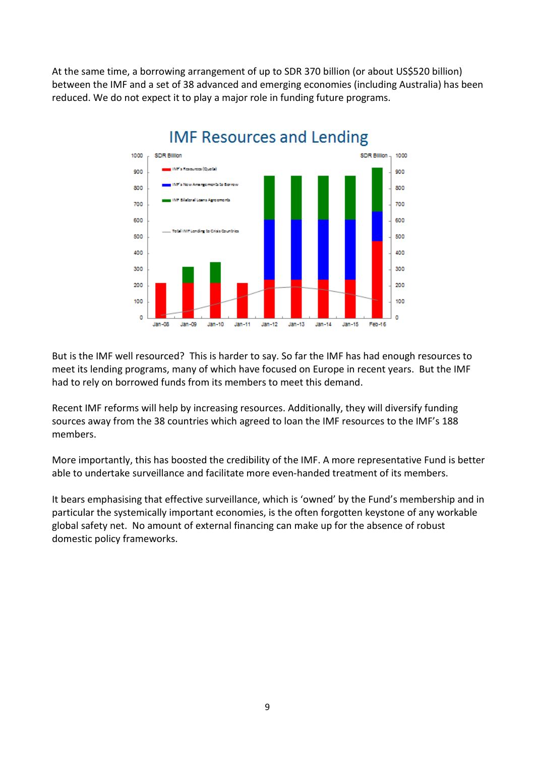At the same time, a borrowing arrangement of up to SDR 370 billion (or about US$520 billion) between the IMF and a set of 38 advanced and emerging economies (including Australia) has been reduced. We do not expect it to play a major role in funding future programs.

But is the IMF well resourced? This is harder to say. So far the IMF has had enough resources to meet its lending programs, many of which have focused on Europe in recent years. But the IMF had to rely on borrowed funds from its members to meet this demand.

Recent IMF reforms will help by increasing resources. Additionally, they will diversify funding sources away from the 38 countries which agreed to loan the IMF resources to the IMF's 188 members.

More importantly, this has boosted the credibility of the IMF. A more representative Fund is better able to undertake surveillance and facilitate more even-handed treatment of its members.

It bears emphasising that effective surveillance, which is 'owned' by the Fund's membership and in particular the systemically important economies, is the often forgotten keystone of any workable global safety net. No amount of external financing can make up for the absence of robust domestic policy frameworks.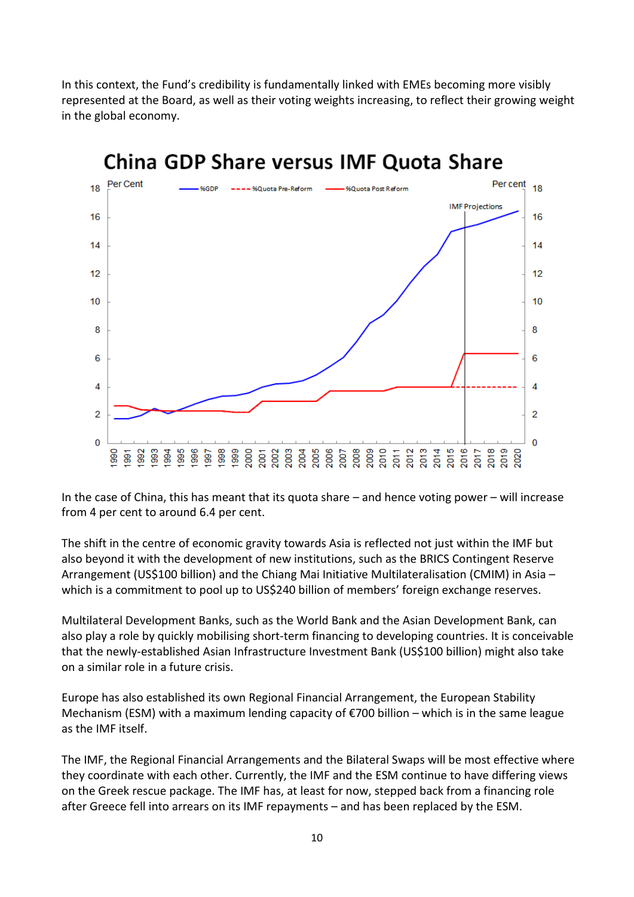In this context, the Fund's credibility is fundamentally linked with EMEs becoming more visibly represented at the Board, as well as their voting weights increasing, to reflect their growing weight in the global economy.

In the case of China, this has meant that its quota share – and hence voting power – will increase from 4 per cent to around 6.4 per cent.

The shift in the centre of economic gravity towards Asia is reflected not just within the IMF but also beyond it with the development of new institutions, such as the BRICS Contingent Reserve Arrangement (US$100 billion) and the Chiang Mai Initiative Multilateralisation (CMIM) in Asia – which is a commitment to pool up to US$240 billion of members' foreign exchange reserves.

Multilateral Development Banks, such as the World Bank and the Asian Development Bank, can also play a role by quickly mobilising short-term financing to developing countries. It is conceivable that the newly-established Asian Infrastructure Investment Bank (US$100 billion) might also take on a similar role in a future crisis.

Europe has also established its own Regional Financial Arrangement, the European Stability Mechanism (ESM) with a maximum lending capacity of €700 billion – which is in the same league as the IMF itself.

The IMF, the Regional Financial Arrangements and the Bilateral Swaps will be most effective where they coordinate with each other. Currently, the IMF and the ESM continue to have differing views on the Greek rescue package. The IMF has, at least for now, stepped back from a financing role after Greece fell into arrears on its IMF repayments – and has been replaced by the ESM.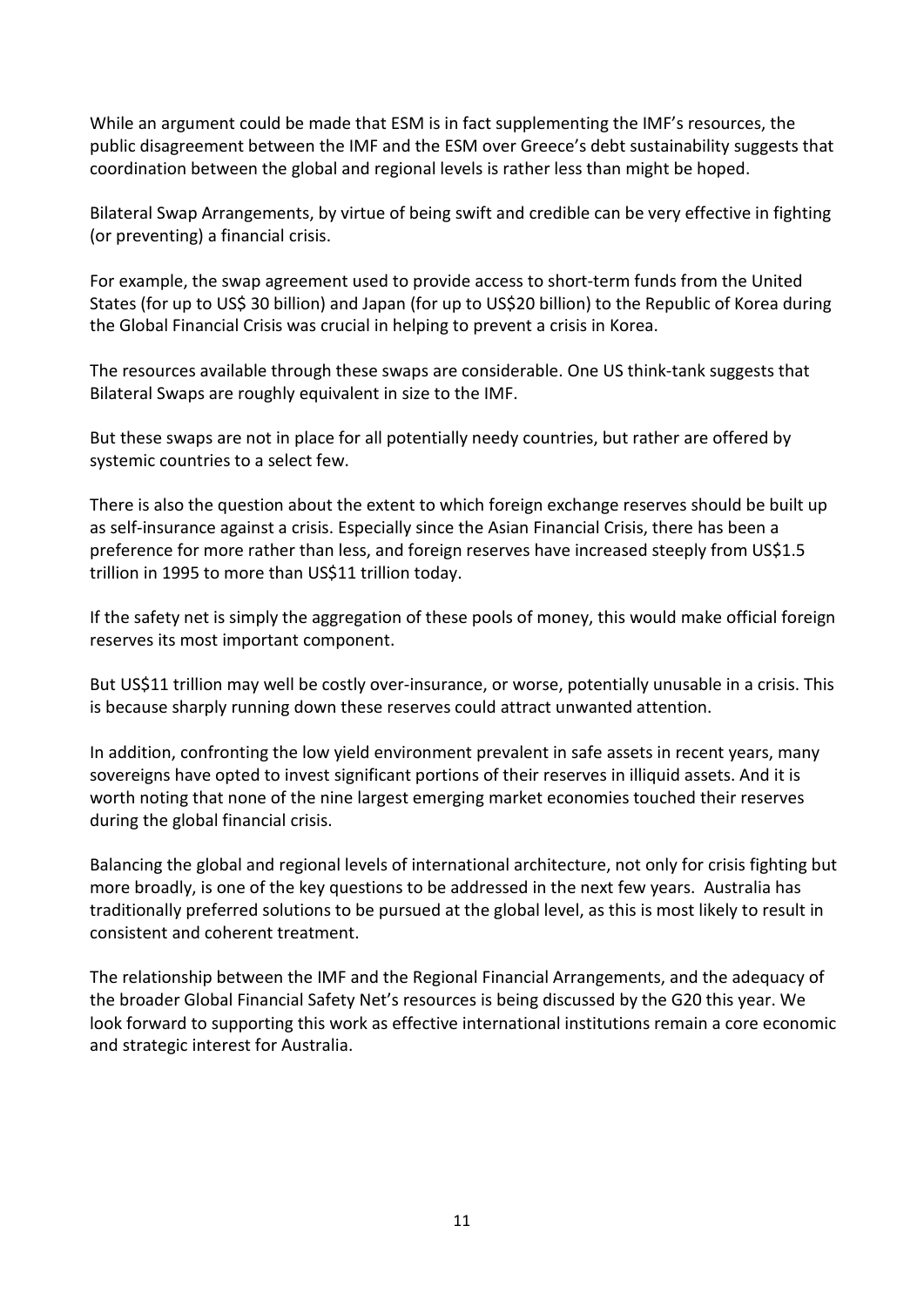While an argument could be made that ESM is in fact supplementing the IMF's resources, the public disagreement between the IMF and the ESM over Greece's debt sustainability suggests that coordination between the global and regional levels is rather less than might be hoped.

Bilateral Swap Arrangements, by virtue of being swift and credible can be very effective in fighting (or preventing) a financial crisis.

For example, the swap agreement used to provide access to short-term funds from the United States (for up to US$ 30 billion) and Japan (for up to US$20 billion) to the Republic of Korea during the Global Financial Crisis was crucial in helping to prevent a crisis in Korea.

The resources available through these swaps are considerable. One US think-tank suggests that Bilateral Swaps are roughly equivalent in size to the IMF.

But these swaps are not in place for all potentially needy countries, but rather are offered by systemic countries to a select few.

There is also the question about the extent to which foreign exchange reserves should be built up as self-insurance against a crisis. Especially since the Asian Financial Crisis, there has been a preference for more rather than less, and foreign reserves have increased steeply from US$1.5 trillion in 1995 to more than US$11 trillion today.

If the safety net is simply the aggregation of these pools of money, this would make official foreign reserves its most important component.

But US$11 trillion may well be costly over-insurance, or worse, potentially unusable in a crisis. This is because sharply running down these reserves could attract unwanted attention.

In addition, confronting the low yield environment prevalent in safe assets in recent years, many sovereigns have opted to invest significant portions of their reserves in illiquid assets. And it is worth noting that none of the nine largest emerging market economies touched their reserves during the global financial crisis.

Balancing the global and regional levels of international architecture, not only for crisis fighting but more broadly, is one of the key questions to be addressed in the next few years. Australia has traditionally preferred solutions to be pursued at the global level, as this is most likely to result in consistent and coherent treatment.

The relationship between the IMF and the Regional Financial Arrangements, and the adequacy of the broader Global Financial Safety Net's resources is being discussed by the G20 this year. We look forward to supporting this work as effective international institutions remain a core economic and strategic interest for Australia.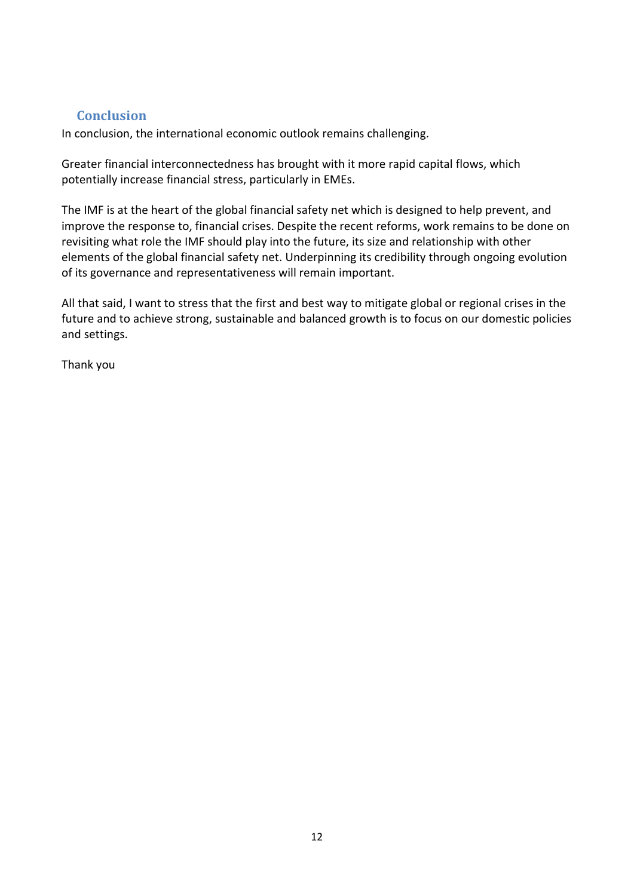## Conclusion

In conclusion, the international economic outlook remains challenging.

Greater financial interconnectedness has brought with it more rapid capital flows, which potentially increase financial stress, particularly in EMEs.

The IMF is at the heart of the global financial safety net which is designed to help prevent, and improve the response to, financial crises. Despite the recent reforms, work remains to be done on revisiting what role the IMF should play into the future, its size and relationship with other elements of the global financial safety net. Underpinning its credibility through ongoing evolution of its governance and representativeness will remain important.

All that said, I want to stress that the first and best way to mitigate global or regional crises in the future and to achieve strong, sustainable and balanced growth is to focus on our domestic policies and settings.

Thank you